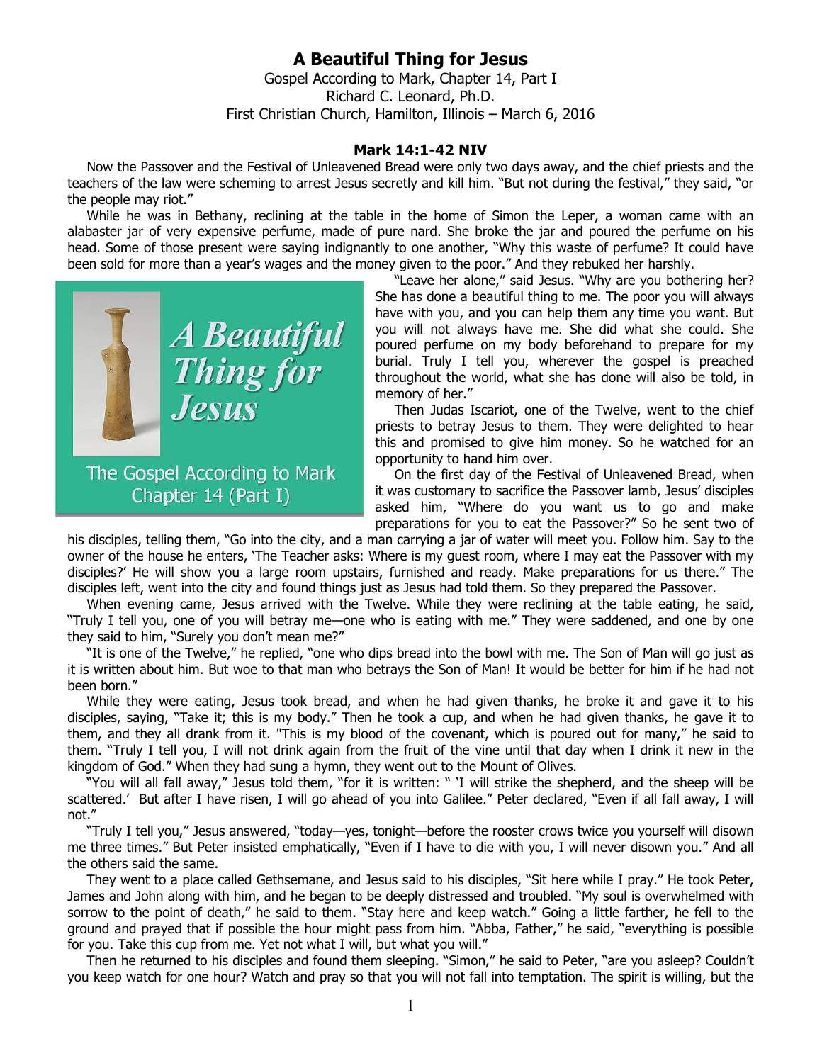# A Beautiful Thing for Jesus

Gospel According to Mark, Chapter 14, Part I
Richard C. Leonard, Ph.D.
First Christian Church, Hamilton, Illinois – March 6, 2016

### Mark 14:1-42 NIV

Now the Passover and the Festival of Unleavened Bread were only two days away, and the chief priests and the teachers of the law were scheming to arrest Jesus secretly and kill him. "But not during the festival," they said, "or the people may riot."

While he was in Bethany, reclining at the table in the home of Simon the Leper, a woman came with an alabaster jar of very expensive perfume, made of pure nard. She broke the jar and poured the perfume on his head. Some of those present were saying indignantly to one another, "Why this waste of perfume? It could have been sold for more than a year's wages and the money given to the poor." And they rebuked her harshly.

"Leave her alone," said Jesus. "Why are you bothering her? She has done a beautiful thing to me. The poor you will always have with you, and you can help them any time you want. But you will not always have me. She did what she could. She poured perfume on my body beforehand to prepare for my burial. Truly I tell you, wherever the gospel is preached throughout the world, what she has done will also be told, in memory of her."

Then Judas Iscariot, one of the Twelve, went to the chief priests to betray Jesus to them. They were delighted to hear this and promised to give him money. So he watched for an opportunity to hand him over.

On the first day of the Festival of Unleavened Bread, when it was customary to sacrifice the Passover lamb, Jesus' disciples asked him, "Where do you want us to go and make preparations for you to eat the Passover?" So he sent two of his disciples, telling them, "Go into the city, and a man carrying a jar of water will meet you. Follow him. Say to the owner of the house he enters, 'The Teacher asks: Where is my guest room, where I may eat the Passover with my disciples?' He will show you a large room upstairs, furnished and ready. Make preparations for us there." The disciples left, went into the city and found things just as Jesus had told them. So they prepared the Passover.

When evening came, Jesus arrived with the Twelve. While they were reclining at the table eating, he said, "Truly I tell you, one of you will betray me—one who is eating with me." They were saddened, and one by one they said to him, "Surely you don't mean me?"

"It is one of the Twelve," he replied, "one who dips bread into the bowl with me. The Son of Man will go just as it is written about him. But woe to that man who betrays the Son of Man! It would be better for him if he had not been born."

While they were eating, Jesus took bread, and when he had given thanks, he broke it and gave it to his disciples, saying, "Take it; this is my body." Then he took a cup, and when he had given thanks, he gave it to them, and they all drank from it. "This is my blood of the covenant, which is poured out for many," he said to them. "Truly I tell you, I will not drink again from the fruit of the vine until that day when I drink it new in the kingdom of God." When they had sung a hymn, they went out to the Mount of Olives.

"You will all fall away," Jesus told them, "for it is written: " 'I will strike the shepherd, and the sheep will be scattered.' But after I have risen, I will go ahead of you into Galilee." Peter declared, "Even if all fall away, I will not."

"Truly I tell you," Jesus answered, "today—yes, tonight—before the rooster crows twice you yourself will disown me three times." But Peter insisted emphatically, "Even if I have to die with you, I will never disown you." And all the others said the same.

They went to a place called Gethsemane, and Jesus said to his disciples, "Sit here while I pray." He took Peter, James and John along with him, and he began to be deeply distressed and troubled. "My soul is overwhelmed with sorrow to the point of death," he said to them. "Stay here and keep watch." Going a little farther, he fell to the ground and prayed that if possible the hour might pass from him. "Abba, Father," he said, "everything is possible for you. Take this cup from me. Yet not what I will, but what you will."

Then he returned to his disciples and found them sleeping. "Simon," he said to Peter, "are you asleep? Couldn't you keep watch for one hour? Watch and pray so that you will not fall into temptation. The spirit is willing, but the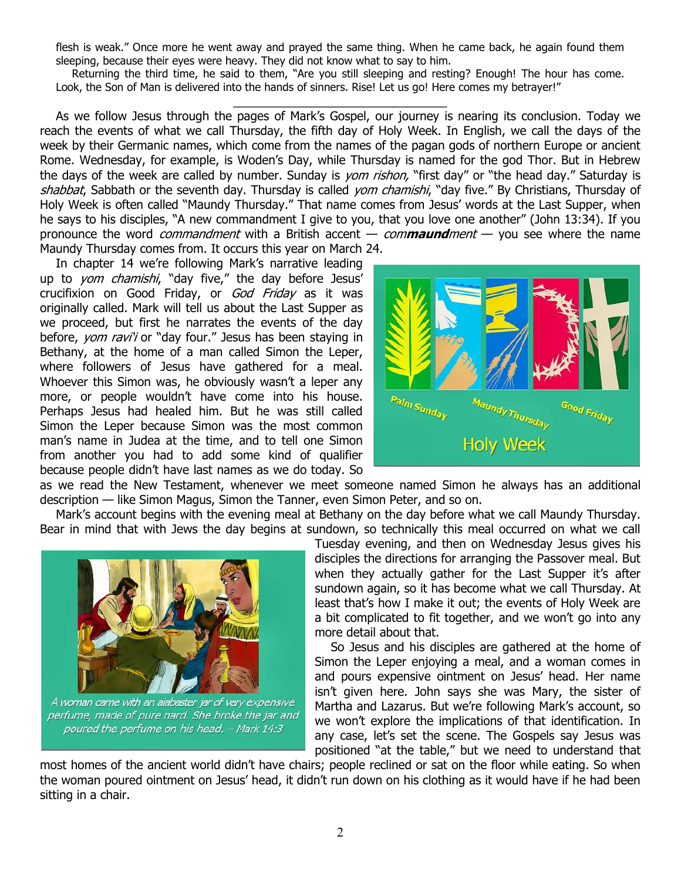flesh is weak." Once more he went away and prayed the same thing. When he came back, he again found them sleeping, because their eyes were heavy. They did not know what to say to him.

Returning the third time, he said to them, "Are you still sleeping and resting? Enough! The hour has come. Look, the Son of Man is delivered into the hands of sinners. Rise! Let us go! Here comes my betrayer!"

---

As we follow Jesus through the pages of Mark's Gospel, our journey is nearing its conclusion. Today we reach the events of what we call Thursday, the fifth day of Holy Week. In English, we call the days of the week by their Germanic names, which come from the names of the pagan gods of northern Europe or ancient Rome. Wednesday, for example, is Woden's Day, while Thursday is named for the god Thor. But in Hebrew the days of the week are called by number. Sunday is *yom rishon,* "first day" or "the head day." Saturday is *shabbat*, Sabbath or the seventh day. Thursday is called *yom chamishi*, "day five." By Christians, Thursday of Holy Week is often called "Maundy Thursday." That name comes from Jesus' words at the Last Supper, when he says to his disciples, "A new commandment I give to you, that you love one another" (John 13:34). If you pronounce the word *commandment* with a British accent — *com**maund**ment* — you see where the name Maundy Thursday comes from. It occurs this year on March 24.

In chapter 14 we're following Mark's narrative leading up to *yom chamishi*, "day five," the day before Jesus' crucifixion on Good Friday, or *God Friday* as it was originally called. Mark will tell us about the Last Supper as we proceed, but first he narrates the events of the day before, *yom ravi'i* or "day four." Jesus has been staying in Bethany, at the home of a man called Simon the Leper, where followers of Jesus have gathered for a meal. Whoever this Simon was, he obviously wasn't a leper any more, or people wouldn't have come into his house. Perhaps Jesus had healed him. But he was still called Simon the Leper because Simon was the most common man's name in Judea at the time, and to tell one Simon from another you had to add some kind of qualifier because people didn't have last names as we do today. So as we read the New Testament, whenever we meet someone named Simon he always has an additional description — like Simon Magus, Simon the Tanner, even Simon Peter, and so on.

Palm Sunday — Maundy Thursday — Good Friday

Holy Week

Mark's account begins with the evening meal at Bethany on the day before what we call Maundy Thursday. Bear in mind that with Jews the day begins at sundown, so technically this meal occurred on what we call Tuesday evening, and then on Wednesday Jesus gives his disciples the directions for arranging the Passover meal. But when they actually gather for the Last Supper it's after sundown again, so it has become what we call Thursday. At least that's how I make it out; the events of Holy Week are a bit complicated to fit together, and we won't go into any more detail about that.

*A woman came with an alabaster jar of very expensive perfume, made of pure nard. She broke the jar and poured the perfume on his head. – Mark 14:3*

So Jesus and his disciples are gathered at the home of Simon the Leper enjoying a meal, and a woman comes in and pours expensive ointment on Jesus' head. Her name isn't given here. John says she was Mary, the sister of Martha and Lazarus. But we're following Mark's account, so we won't explore the implications of that identification. In any case, let's set the scene. The Gospels say Jesus was positioned "at the table," but we need to understand that most homes of the ancient world didn't have chairs; people reclined or sat on the floor while eating. So when the woman poured ointment on Jesus' head, it didn't run down on his clothing as it would have if he had been sitting in a chair.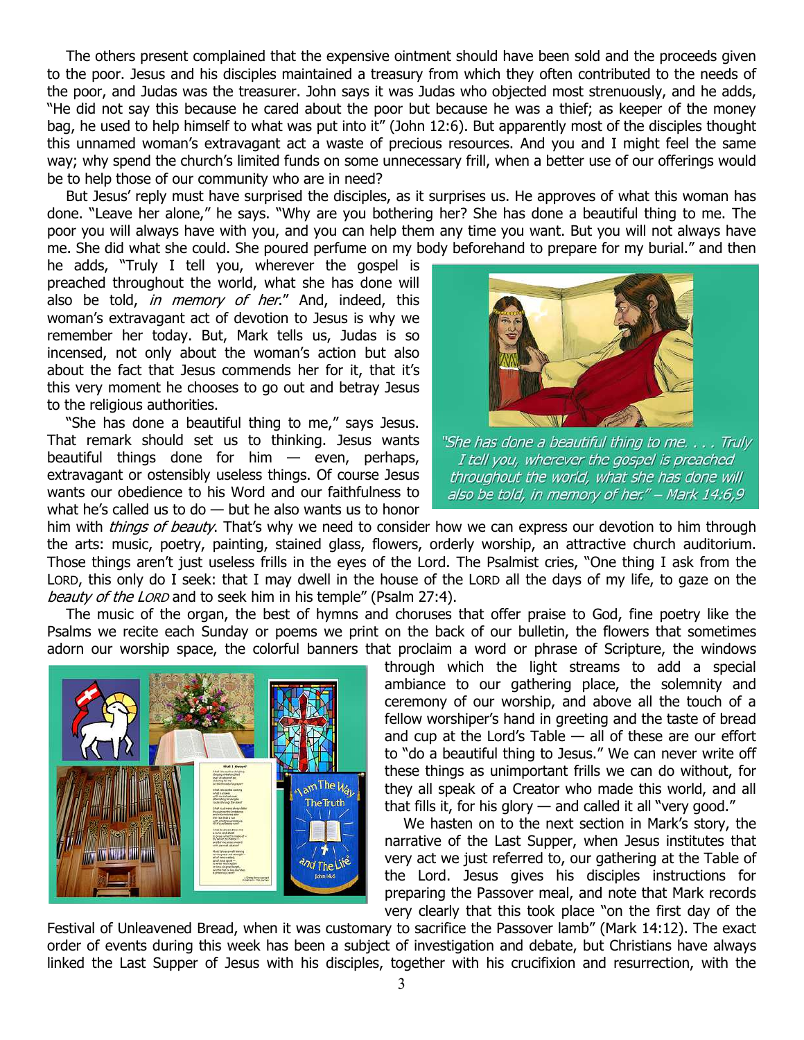The others present complained that the expensive ointment should have been sold and the proceeds given to the poor. Jesus and his disciples maintained a treasury from which they often contributed to the needs of the poor, and Judas was the treasurer. John says it was Judas who objected most strenuously, and he adds, "He did not say this because he cared about the poor but because he was a thief; as keeper of the money bag, he used to help himself to what was put into it" (John 12:6). But apparently most of the disciples thought this unnamed woman's extravagant act a waste of precious resources. And you and I might feel the same way; why spend the church's limited funds on some unnecessary frill, when a better use of our offerings would be to help those of our community who are in need?

But Jesus' reply must have surprised the disciples, as it surprises us. He approves of what this woman has done. "Leave her alone," he says. "Why are you bothering her? She has done a beautiful thing to me. The poor you will always have with you, and you can help them any time you want. But you will not always have me. She did what she could. She poured perfume on my body beforehand to prepare for my burial." and then he adds, "Truly I tell you, wherever the gospel is preached throughout the world, what she has done will also be told, *in memory of her*." And, indeed, this woman's extravagant act of devotion to Jesus is why we remember her today. But, Mark tells us, Judas is so incensed, not only about the woman's action but also about the fact that Jesus commends her for it, that it's this very moment he chooses to go out and betray Jesus to the religious authorities.

*"She has done a beautiful thing to me. . . . Truly I tell you, wherever the gospel is preached throughout the world, what she has done will also be told, in memory of her." – Mark 14:6,9*

"She has done a beautiful thing to me," says Jesus. That remark should set us to thinking. Jesus wants beautiful things done for him — even, perhaps, extravagant or ostensibly useless things. Of course Jesus wants our obedience to his Word and our faithfulness to what he's called us to do — but he also wants us to honor him with *things of beauty*. That's why we need to consider how we can express our devotion to him through the arts: music, poetry, painting, stained glass, flowers, orderly worship, an attractive church auditorium. Those things aren't just useless frills in the eyes of the Lord. The Psalmist cries, "One thing I ask from the LORD, this only do I seek: that I may dwell in the house of the LORD all the days of my life, to gaze on the *beauty of the LORD* and to seek him in his temple" (Psalm 27:4).

The music of the organ, the best of hymns and choruses that offer praise to God, fine poetry like the Psalms we recite each Sunday or poems we print on the back of our bulletin, the flowers that sometimes adorn our worship space, the colorful banners that proclaim a word or phrase of Scripture, the windows through which the light streams to add a special ambiance to our gathering place, the solemnity and ceremony of our worship, and above all the touch of a fellow worshiper's hand in greeting and the taste of bread and cup at the Lord's Table — all of these are our effort to "do a beautiful thing to Jesus." We can never write off these things as unimportant frills we can do without, for they all speak of a Creator who made this world, and all that fills it, for his glory — and called it all "very good."

We hasten on to the next section in Mark's story, the narrative of the Last Supper, when Jesus institutes that very act we just referred to, our gathering at the Table of the Lord. Jesus gives his disciples instructions for preparing the Passover meal, and note that Mark records very clearly that this took place "on the first day of the Festival of Unleavened Bread, when it was customary to sacrifice the Passover lamb" (Mark 14:12). The exact order of events during this week has been a subject of investigation and debate, but Christians have always linked the Last Supper of Jesus with his disciples, together with his crucifixion and resurrection, with the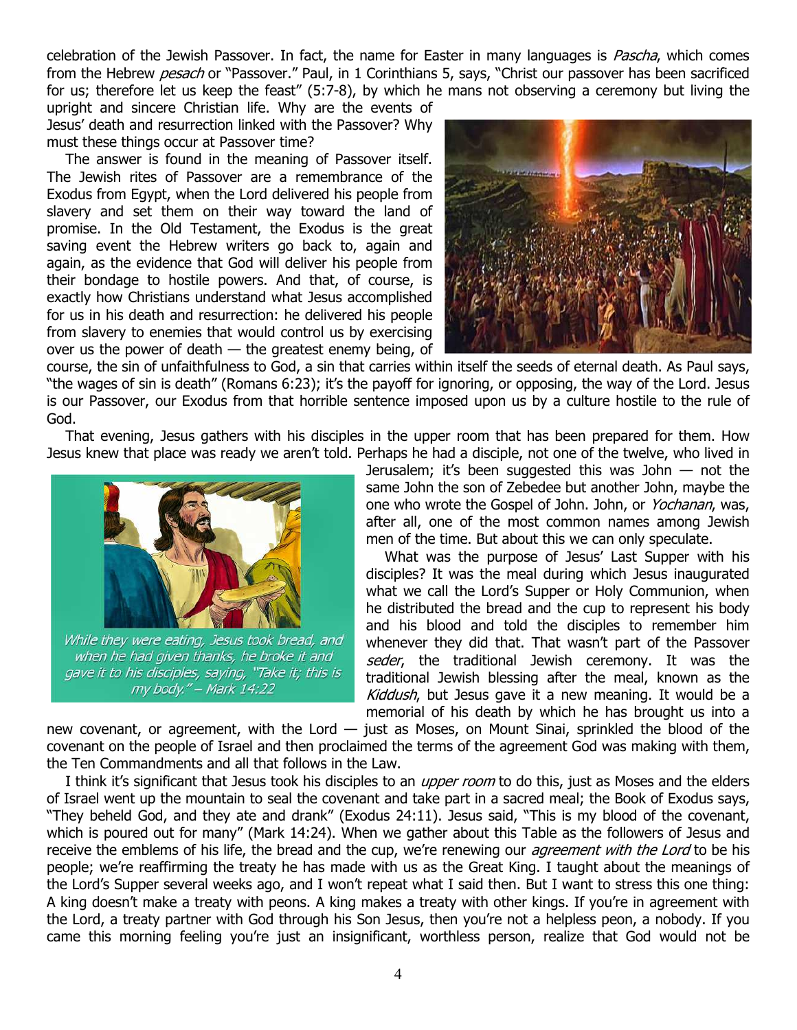celebration of the Jewish Passover. In fact, the name for Easter in many languages is *Pascha*, which comes from the Hebrew *pesach* or "Passover." Paul, in 1 Corinthians 5, says, "Christ our passover has been sacrificed for us; therefore let us keep the feast" (5:7-8), by which he mans not observing a ceremony but living the upright and sincere Christian life. Why are the events of Jesus' death and resurrection linked with the Passover? Why must these things occur at Passover time?

The answer is found in the meaning of Passover itself. The Jewish rites of Passover are a remembrance of the Exodus from Egypt, when the Lord delivered his people from slavery and set them on their way toward the land of promise. In the Old Testament, the Exodus is the great saving event the Hebrew writers go back to, again and again, as the evidence that God will deliver his people from their bondage to hostile powers. And that, of course, is exactly how Christians understand what Jesus accomplished for us in his death and resurrection: he delivered his people from slavery to enemies that would control us by exercising over us the power of death — the greatest enemy being, of course, the sin of unfaithfulness to God, a sin that carries within itself the seeds of eternal death. As Paul says, "the wages of sin is death" (Romans 6:23); it's the payoff for ignoring, or opposing, the way of the Lord. Jesus is our Passover, our Exodus from that horrible sentence imposed upon us by a culture hostile to the rule of God.

That evening, Jesus gathers with his disciples in the upper room that has been prepared for them. How Jesus knew that place was ready we aren't told. Perhaps he had a disciple, not one of the twelve, who lived in Jerusalem; it's been suggested this was John — not the same John the son of Zebedee but another John, maybe the one who wrote the Gospel of John. John, or *Yochanan*, was, after all, one of the most common names among Jewish men of the time. But about this we can only speculate.

*While they were eating, Jesus took bread, and when he had given thanks, he broke it and gave it to his disciples, saying, "Take it; this is my body." – Mark 14:22*

What was the purpose of Jesus' Last Supper with his disciples? It was the meal during which Jesus inaugurated what we call the Lord's Supper or Holy Communion, when he distributed the bread and the cup to represent his body and his blood and told the disciples to remember him whenever they did that. That wasn't part of the Passover *seder*, the traditional Jewish ceremony. It was the traditional Jewish blessing after the meal, known as the *Kiddush*, but Jesus gave it a new meaning. It would be a memorial of his death by which he has brought us into a new covenant, or agreement, with the Lord — just as Moses, on Mount Sinai, sprinkled the blood of the covenant on the people of Israel and then proclaimed the terms of the agreement God was making with them, the Ten Commandments and all that follows in the Law.

I think it's significant that Jesus took his disciples to an *upper room* to do this, just as Moses and the elders of Israel went up the mountain to seal the covenant and take part in a sacred meal; the Book of Exodus says, "They beheld God, and they ate and drank" (Exodus 24:11). Jesus said, "This is my blood of the covenant, which is poured out for many" (Mark 14:24). When we gather about this Table as the followers of Jesus and receive the emblems of his life, the bread and the cup, we're renewing our *agreement with the Lord* to be his people; we're reaffirming the treaty he has made with us as the Great King. I taught about the meanings of the Lord's Supper several weeks ago, and I won't repeat what I said then. But I want to stress this one thing: A king doesn't make a treaty with peons. A king makes a treaty with other kings. If you're in agreement with the Lord, a treaty partner with God through his Son Jesus, then you're not a helpless peon, a nobody. If you came this morning feeling you're just an insignificant, worthless person, realize that God would not be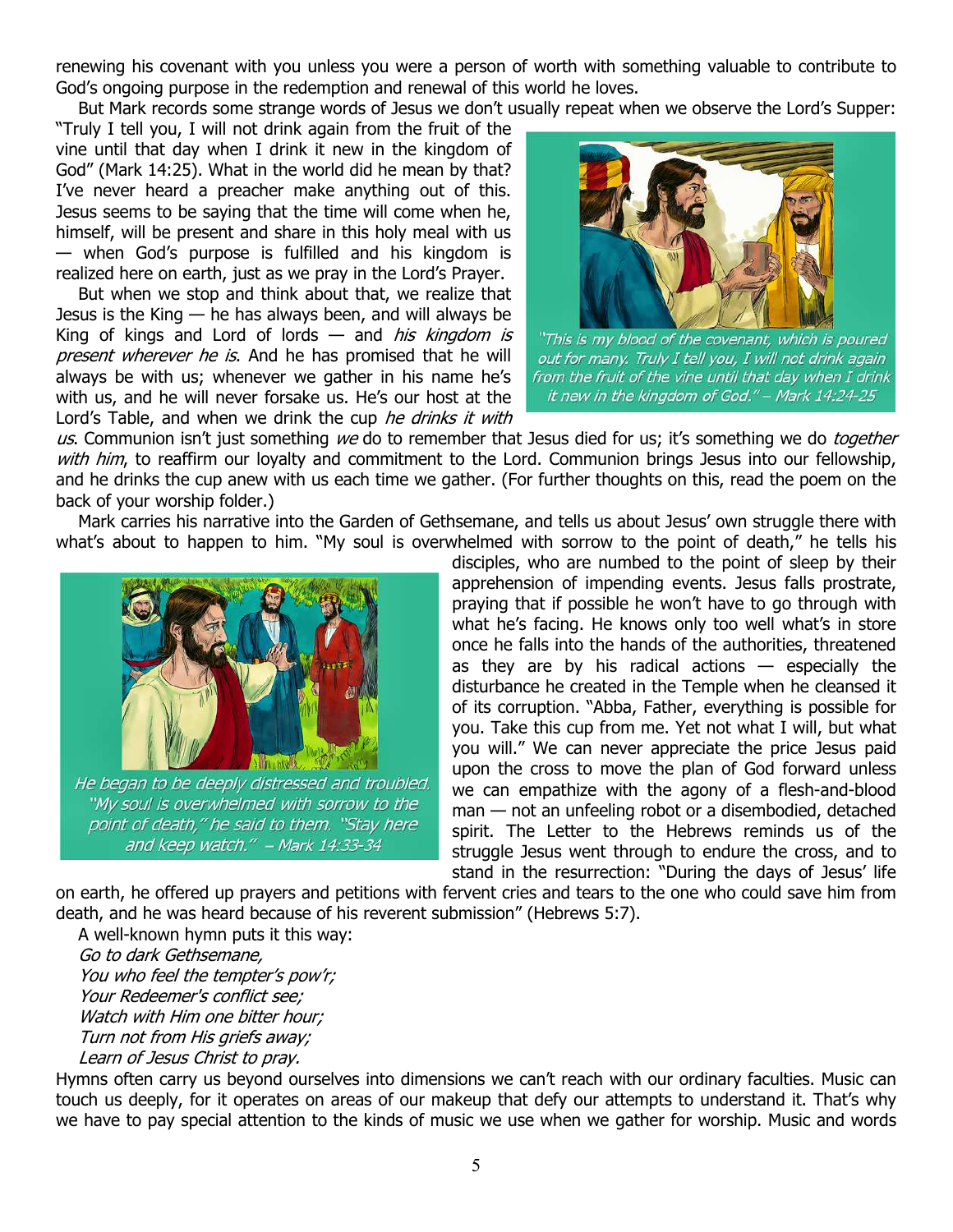renewing his covenant with you unless you were a person of worth with something valuable to contribute to God's ongoing purpose in the redemption and renewal of this world he loves.

But Mark records some strange words of Jesus we don't usually repeat when we observe the Lord's Supper: "Truly I tell you, I will not drink again from the fruit of the vine until that day when I drink it new in the kingdom of God" (Mark 14:25). What in the world did he mean by that? I've never heard a preacher make anything out of this. Jesus seems to be saying that the time will come when he, himself, will be present and share in this holy meal with us — when God's purpose is fulfilled and his kingdom is realized here on earth, just as we pray in the Lord's Prayer.

*"This is my blood of the covenant, which is poured out for many. Truly I tell you, I will not drink again from the fruit of the vine until that day when I drink it new in the kingdom of God." – Mark 14:24-25*

But when we stop and think about that, we realize that Jesus is the King — he has always been, and will always be King of kings and Lord of lords — and *his kingdom is present wherever he is*. And he has promised that he will always be with us; whenever we gather in his name he's with us, and he will never forsake us. He's our host at the Lord's Table, and when we drink the cup *he drinks it with us*. Communion isn't just something *we* do to remember that Jesus died for us; it's something we do *together with him*, to reaffirm our loyalty and commitment to the Lord. Communion brings Jesus into our fellowship, and he drinks the cup anew with us each time we gather. (For further thoughts on this, read the poem on the back of your worship folder.)

Mark carries his narrative into the Garden of Gethsemane, and tells us about Jesus' own struggle there with what's about to happen to him. "My soul is overwhelmed with sorrow to the point of death," he tells his disciples, who are numbed to the point of sleep by their apprehension of impending events. Jesus falls prostrate, praying that if possible he won't have to go through with what he's facing. He knows only too well what's in store once he falls into the hands of the authorities, threatened as they are by his radical actions — especially the disturbance he created in the Temple when he cleansed it of its corruption. "Abba, Father, everything is possible for you. Take this cup from me. Yet not what I will, but what you will." We can never appreciate the price Jesus paid upon the cross to move the plan of God forward unless we can empathize with the agony of a flesh-and-blood man — not an unfeeling robot or a disembodied, detached spirit. The Letter to the Hebrews reminds us of the struggle Jesus went through to endure the cross, and to stand in the resurrection: "During the days of Jesus' life on earth, he offered up prayers and petitions with fervent cries and tears to the one who could save him from death, and he was heard because of his reverent submission" (Hebrews 5:7).

*He began to be deeply distressed and troubled. "My soul is overwhelmed with sorrow to the point of death," he said to them. "Stay here and keep watch." – Mark 14:33-34*

A well-known hymn puts it this way:

*Go to dark Gethsemane,*
*You who feel the tempter's pow'r;*
*Your Redeemer's conflict see;*
*Watch with Him one bitter hour;*
*Turn not from His griefs away;*
*Learn of Jesus Christ to pray.*

Hymns often carry us beyond ourselves into dimensions we can't reach with our ordinary faculties. Music can touch us deeply, for it operates on areas of our makeup that defy our attempts to understand it. That's why we have to pay special attention to the kinds of music we use when we gather for worship. Music and words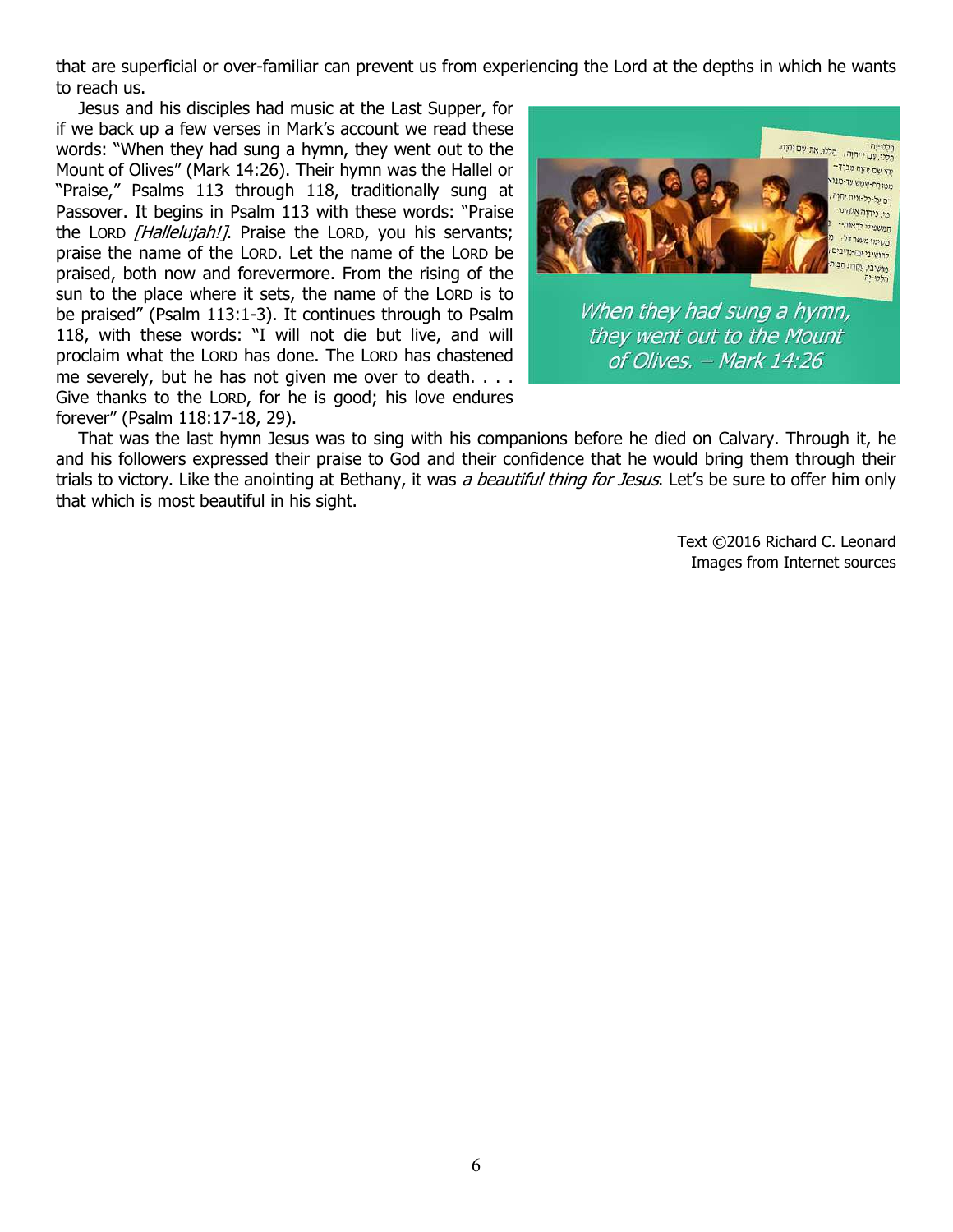that are superficial or over-familiar can prevent us from experiencing the Lord at the depths in which he wants to reach us.

Jesus and his disciples had music at the Last Supper, for if we back up a few verses in Mark's account we read these words: "When they had sung a hymn, they went out to the Mount of Olives" (Mark 14:26). Their hymn was the Hallel or "Praise," Psalms 113 through 118, traditionally sung at Passover. It begins in Psalm 113 with these words: "Praise the LORD *[Hallelujah!]*. Praise the LORD, you his servants; praise the name of the LORD. Let the name of the LORD be praised, both now and forevermore. From the rising of the sun to the place where it sets, the name of the LORD is to be praised" (Psalm 113:1-3). It continues through to Psalm 118, with these words: "I will not die but live, and will proclaim what the LORD has done. The LORD has chastened me severely, but he has not given me over to death. . . . Give thanks to the LORD, for he is good; his love endures forever" (Psalm 118:17-18, 29).

*When they had sung a hymn, they went out to the Mount of Olives. – Mark 14:26*

That was the last hymn Jesus was to sing with his companions before he died on Calvary. Through it, he and his followers expressed their praise to God and their confidence that he would bring them through their trials to victory. Like the anointing at Bethany, it was *a beautiful thing for Jesus*. Let's be sure to offer him only that which is most beautiful in his sight.

Text ©2016 Richard C. Leonard
Images from Internet sources